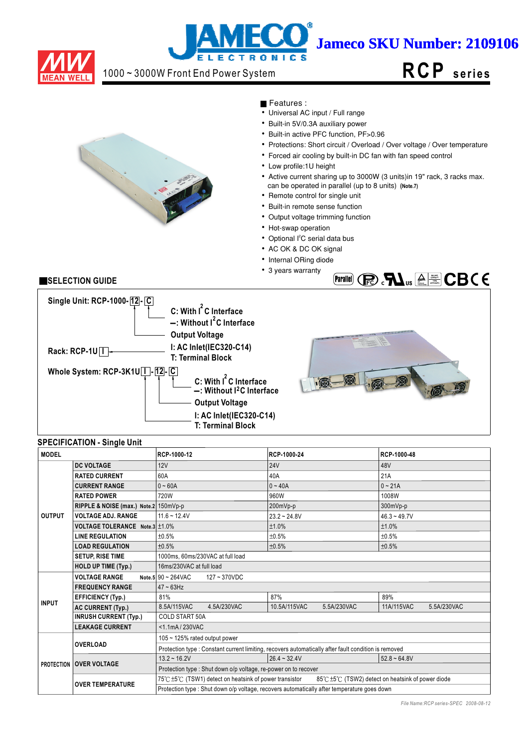Jameco SKU Number: 2109106

# 1000 ~ 3000W Front End Power System

# RCP series

■ Features :

- Universal AC input / Full range
- Built-in 5V/0.3A auxiliary power
- Built-in active PFC function, PF>0.96
- Protections: Short circuit / Overload / Over voltage / Over temperature
- Forced air cooling by built-in DC fan with fan speed control
- Low profile:1U height
- Active current sharing up to 3000W (3 units)in 19" rack, 3 racks max. can be operated in parallel (up to 8 units) (Note.7)
- Remote control for single unit
- Built-in remote sense function
- Output voltage trimming function
- Hot-swap operation
- Optional I²C serial data bus
- AC OK & DC OK signal
- Internal ORing diode
- 3 years warranty

## SELECTION GUIDE

Single Unit: RCP-1000- 12 - C
- C: With I²C Interface
- –: Without I²C Interface
- Output Voltage

Rack: RCP-1U I
- I: AC Inlet(IEC320-C14)
- T: Terminal Block

Whole System: RCP-3K1U I - 12 - C
- C: With I²C Interface
- –: Without I²C Interface
- Output Voltage
- I: AC Inlet(IEC320-C14)
- T: Terminal Block

## SPECIFICATION - Single Unit

| MODEL | | RCP-1000-12 | RCP-1000-24 | RCP-1000-48 |
|---|---|---|---|---|
| OUTPUT | DC VOLTAGE | 12V | 24V | 48V |
| | RATED CURRENT | 60A | 40A | 21A |
| | CURRENT RANGE | 0 ~ 60A | 0 ~ 40A | 0 ~ 21A |
| | RATED POWER | 720W | 960W | 1008W |
| | RIPPLE & NOISE (max.) Note.2 | 150mVp-p | 200mVp-p | 300mVp-p |
| | VOLTAGE ADJ. RANGE | 11.6 ~ 12.4V | 23.2 ~ 24.8V | 46.3 ~ 49.7V |
| | VOLTAGE TOLERANCE Note.3 | ±1.0% | ±1.0% | ±1.0% |
| | LINE REGULATION | ±0.5% | ±0.5% | ±0.5% |
| | LOAD REGULATION | ±0.5% | ±0.5% | ±0.5% |
| | SETUP, RISE TIME | 1000ms, 60ms/230VAC at full load | | |
| | HOLD UP TIME (Typ.) | 16ms/230VAC at full load | | |
| INPUT | VOLTAGE RANGE Note.5 | 90 ~ 264VAC 127 ~ 370VDC | | |
| | FREQUENCY RANGE | 47 ~ 63Hz | | |
| | EFFICIENCY (Typ.) | 81% | 87% | 89% |
| | AC CURRENT (Typ.) | 8.5A/115VAC 4.5A/230VAC | 10.5A/115VAC 5.5A/230VAC | 11A/115VAC 5.5A/230VAC |
| | INRUSH CURRENT (Typ.) | COLD START 50A | | |
| | LEAKAGE CURRENT | <1.1mA / 230VAC | | |
| PROTECTION | OVERLOAD | 105 ~ 125% rated output power | | |
| | | Protection type : Constant current limiting, recovers automatically after fault condition is removed | | |
| | OVER VOLTAGE | 13.2 ~ 16.2V | 26.4 ~ 32.4V | 52.8 ~ 64.8V |
| | | Protection type : Shut down o/p voltage, re-power on to recover | | |
| | OVER TEMPERATURE | 75℃ ±5℃ (TSW1) detect on heatsink of power transistor 85℃ ±5℃ (TSW2) detect on heatsink of power diode | | |
| | | Protection type : Shut down o/p voltage, recovers automatically after temperature goes down | | |

File Name:RCP series-SPEC 2008-08-12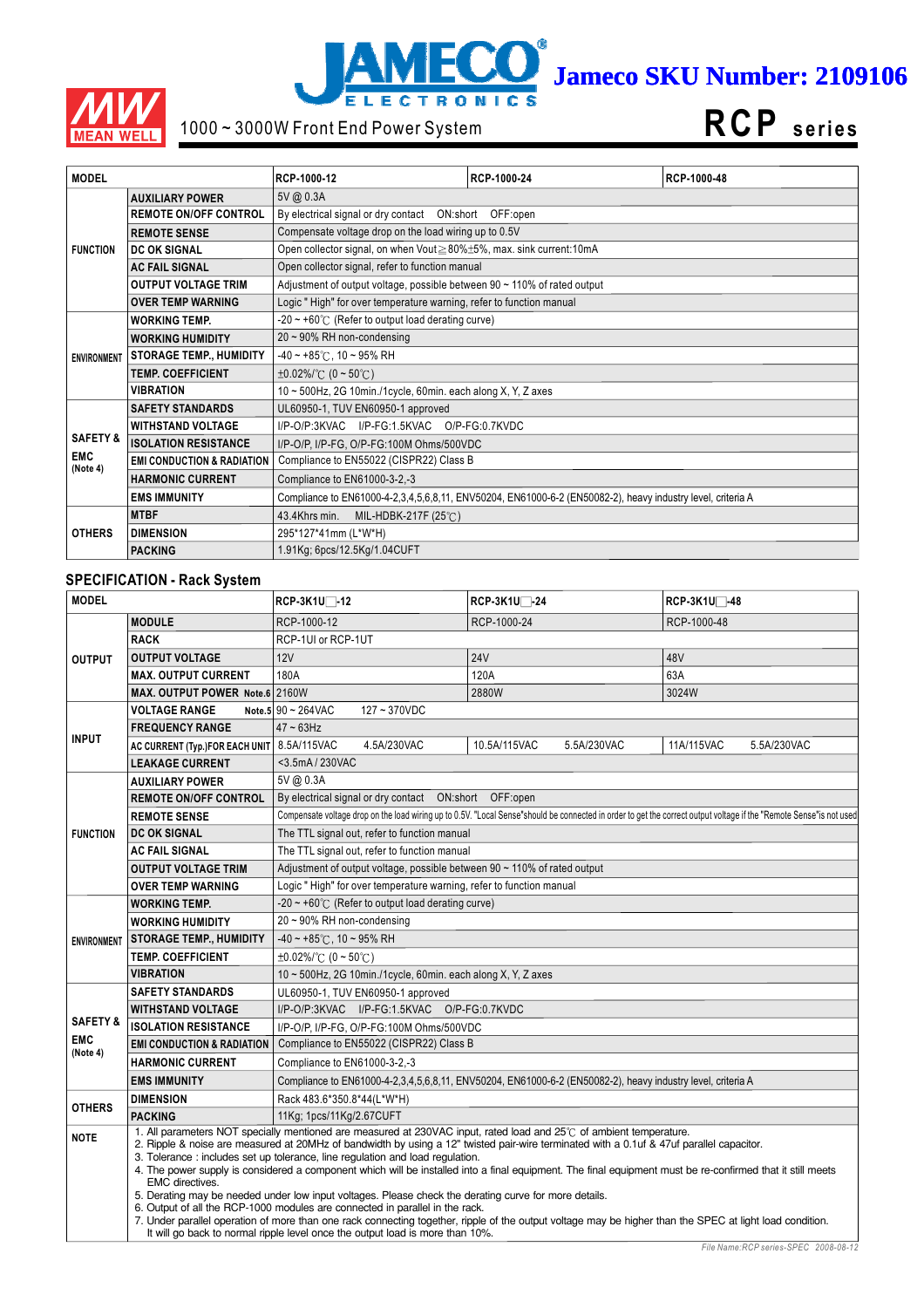Jameco SKU Number: 2109106

1000 ~ 3000W Front End Power System

# RCP series

| MODEL | | RCP-1000-12 | RCP-1000-24 | RCP-1000-48 |
|---|---|---|---|---|
| FUNCTION | AUXILIARY POWER | 5V @ 0.3A | | |
| | REMOTE ON/OFF CONTROL | By electrical signal or dry contact ON:short OFF:open | | |
| | REMOTE SENSE | Compensate voltage drop on the load wiring up to 0.5V | | |
| | DC OK SIGNAL | Open collector signal, on when Vout≧80%±5%, max. sink current:10mA | | |
| | AC FAIL SIGNAL | Open collector signal, refer to function manual | | |
| | OUTPUT VOLTAGE TRIM | Adjustment of output voltage, possible between 90 ~ 110% of rated output | | |
| | OVER TEMP WARNING | Logic " High" for over temperature warning, refer to function manual | | |
| ENVIRONMENT | WORKING TEMP. | -20 ~ +60℃ (Refer to output load derating curve) | | |
| | WORKING HUMIDITY | 20 ~ 90% RH non-condensing | | |
| | STORAGE TEMP., HUMIDITY | -40 ~ +85℃, 10 ~ 95% RH | | |
| | TEMP. COEFFICIENT | ±0.02%/℃ (0 ~ 50℃) | | |
| | VIBRATION | 10 ~ 500Hz, 2G 10min./1cycle, 60min. each along X, Y, Z axes | | |
| SAFETY & EMC (Note 4) | SAFETY STANDARDS | UL60950-1, TUV EN60950-1 approved | | |
| | WITHSTAND VOLTAGE | I/P-O/P:3KVAC I/P-FG:1.5KVAC O/P-FG:0.7KVDC | | |
| | ISOLATION RESISTANCE | I/P-O/P, I/P-FG, O/P-FG:100M Ohms/500VDC | | |
| | EMI CONDUCTION & RADIATION | Compliance to EN55022 (CISPR22) Class B | | |
| | HARMONIC CURRENT | Compliance to EN61000-3-2,-3 | | |
| | EMS IMMUNITY | Compliance to EN61000-4-2,3,4,5,6,8,11, ENV50204, EN61000-6-2 (EN50082-2), heavy industry level, criteria A | | |
| OTHERS | MTBF | 43.4Khrs min. MIL-HDBK-217F (25℃) | | |
| | DIMENSION | 295*127*41mm (L*W*H) | | |
| | PACKING | 1.91Kg; 6pcs/12.5Kg/1.04CUFT | | |

## SPECIFICATION - Rack System

| MODEL | | RCP-3K1U□-12 | RCP-3K1U□-24 | RCP-3K1U□-48 |
|---|---|---|---|---|
| OUTPUT | MODULE | RCP-1000-12 | RCP-1000-24 | RCP-1000-48 |
| | RACK | RCP-1UI or RCP-1UT | | |
| | OUTPUT VOLTAGE | 12V | 24V | 48V |
| | MAX. OUTPUT CURRENT | 180A | 120A | 63A |
| | MAX. OUTPUT POWER Note.6 | 2160W | 2880W | 3024W |
| INPUT | VOLTAGE RANGE Note.5 | 90 ~ 264VAC 127 ~ 370VDC | | |
| | FREQUENCY RANGE | 47 ~ 63Hz | | |
| | AC CURRENT (Typ.)FOR EACH UNIT | 8.5A/115VAC 4.5A/230VAC | 10.5A/115VAC 5.5A/230VAC | 11A/115VAC 5.5A/230VAC |
| | LEAKAGE CURRENT | <3.5mA / 230VAC | | |
| FUNCTION | AUXILIARY POWER | 5V @ 0.3A | | |
| | REMOTE ON/OFF CONTROL | By electrical signal or dry contact ON:short OFF:open | | |
| | REMOTE SENSE | Compensate voltage drop on the load wiring up to 0.5V. "Local Sense"should be connected in order to get the correct output voltage if the "Remote Sense"is not used | | |
| | DC OK SIGNAL | The TTL signal out, refer to function manual | | |
| | AC FAIL SIGNAL | The TTL signal out, refer to function manual | | |
| | OUTPUT VOLTAGE TRIM | Adjustment of output voltage, possible between 90 ~ 110% of rated output | | |
| | OVER TEMP WARNING | Logic " High" for over temperature warning, refer to function manual | | |
| ENVIRONMENT | WORKING TEMP. | -20 ~ +60℃ (Refer to output load derating curve) | | |
| | WORKING HUMIDITY | 20 ~ 90% RH non-condensing | | |
| | STORAGE TEMP., HUMIDITY | -40 ~ +85℃, 10 ~ 95% RH | | |
| | TEMP. COEFFICIENT | ±0.02%/℃ (0 ~ 50℃) | | |
| | VIBRATION | 10 ~ 500Hz, 2G 10min./1cycle, 60min. each along X, Y, Z axes | | |
| SAFETY & EMC (Note 4) | SAFETY STANDARDS | UL60950-1, TUV EN60950-1 approved | | |
| | WITHSTAND VOLTAGE | I/P-O/P:3KVAC I/P-FG:1.5KVAC O/P-FG:0.7KVDC | | |
| | ISOLATION RESISTANCE | I/P-O/P, I/P-FG, O/P-FG:100M Ohms/500VDC | | |
| | EMI CONDUCTION & RADIATION | Compliance to EN55022 (CISPR22) Class B | | |
| | HARMONIC CURRENT | Compliance to EN61000-3-2,-3 | | |
| | EMS IMMUNITY | Compliance to EN61000-4-2,3,4,5,6,8,11, ENV50204, EN61000-6-2 (EN50082-2), heavy industry level, criteria A | | |
| OTHERS | DIMENSION | Rack 483.6*350.8*44(L*W*H) | | |
| | PACKING | 11Kg; 1pcs/11Kg/2.67CUFT | | |

**NOTE**

1. All parameters NOT specially mentioned are measured at 230VAC input, rated load and 25℃ of ambient temperature.
2. Ripple & noise are measured at 20MHz of bandwidth by using a 12" twisted pair-wire terminated with a 0.1uf & 47uf parallel capacitor.
3. Tolerance : includes set up tolerance, line regulation and load regulation.
4. The power supply is considered a component which will be installed into a final equipment. The final equipment must be re-confirmed that it still meets EMC directives.
5. Derating may be needed under low input voltages. Please check the derating curve for more details.
6. Output of all the RCP-1000 modules are connected in parallel in the rack.
7. Under parallel operation of more than one rack connecting together, ripple of the output voltage may be higher than the SPEC at light load condition. It will go back to normal ripple level once the output load is more than 10%.

*File Name:RCP series-SPEC 2008-08-12*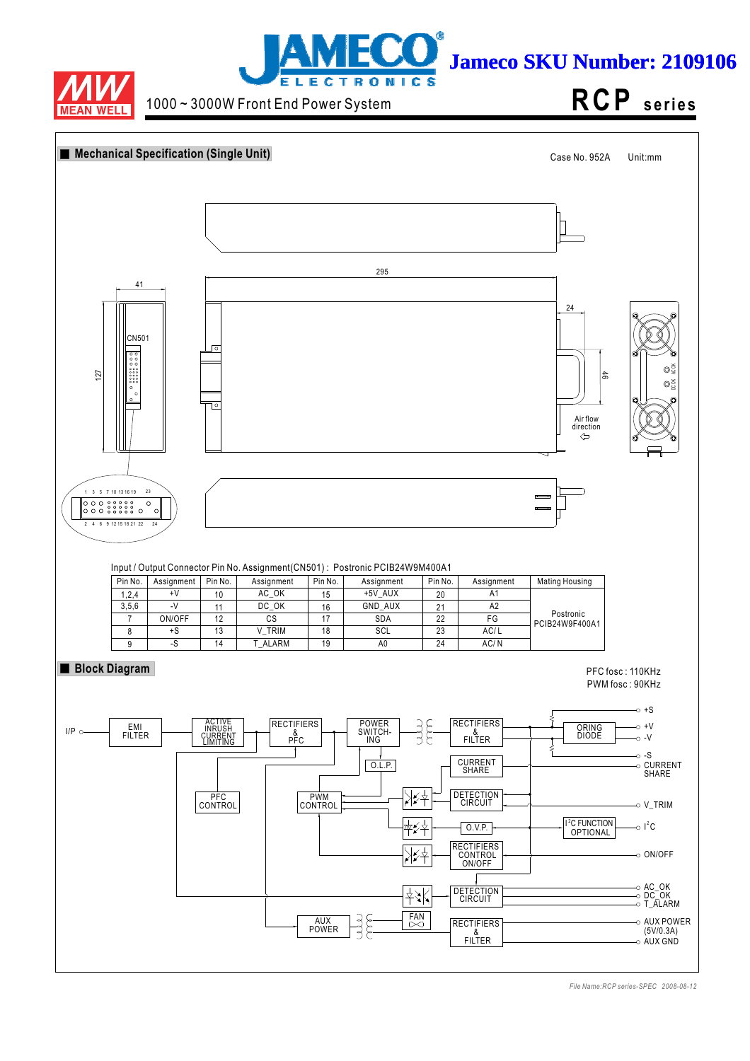Jameco SKU Number: 2109106

1000 ~ 3000W Front End Power System

**RCP series**

## ■ Mechanical Specification (Single Unit)

Case No. 952A    Unit:mm

Input / Output Connector Pin No. Assignment(CN501) : Postronic PCIB24W9M400A1

| Pin No. | Assignment | Pin No. | Assignment | Pin No. | Assignment | Pin No. | Assignment | Mating Housing |
|---|---|---|---|---|---|---|---|---|
| 1,2,4 | +V | 10 | AC_OK | 15 | +5V_AUX | 20 | A1 | Postronic PCIB24W9F400A1 |
| 3,5,6 | -V | 11 | DC_OK | 16 | GND_AUX | 21 | A2 | |
| 7 | ON/OFF | 12 | CS | 17 | SDA | 22 | FG | |
| 8 | +S | 13 | V_TRIM | 18 | SCL | 23 | AC/L | |
| 9 | -S | 14 | T_ALARM | 19 | A0 | 24 | AC/N | |

## ■ Block Diagram

PFC fosc : 110KHz
PWM fosc : 90KHz

*File Name:RCP series-SPEC 2008-08-12*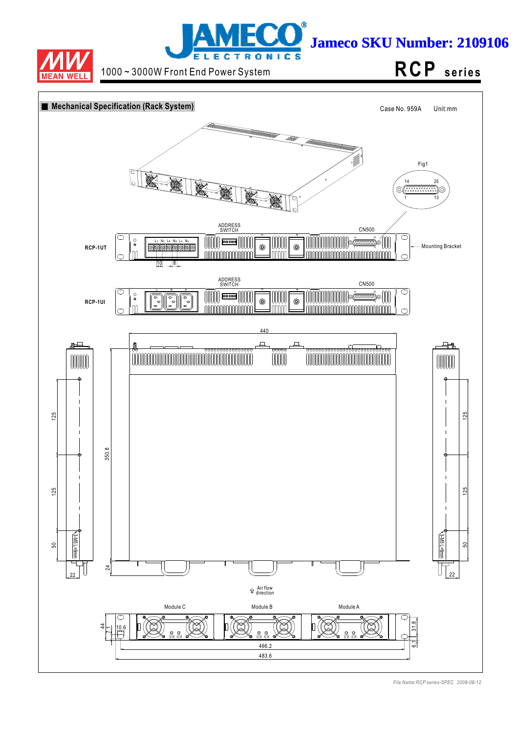1000 ~ 3000W Front End Power System

**RCP series**

## Mechanical Specification (Rack System)

Case No. 959A    Unit:mm

Fig1

14 25

1 13

ADDRESS SWITCH

CN500

RCP-1UT

Mounting Bracket

10 8

ADDRESS SWITCH

CN500

RCP-1UI

440

125

125

50

350.8

125

125

50

3-M5 L=6mm

3-M5 L=6mm

22

24

22

Air flow direction

Module C    Module B    Module A

44

7.1

10.6

31.8

6.1

466.2

483.6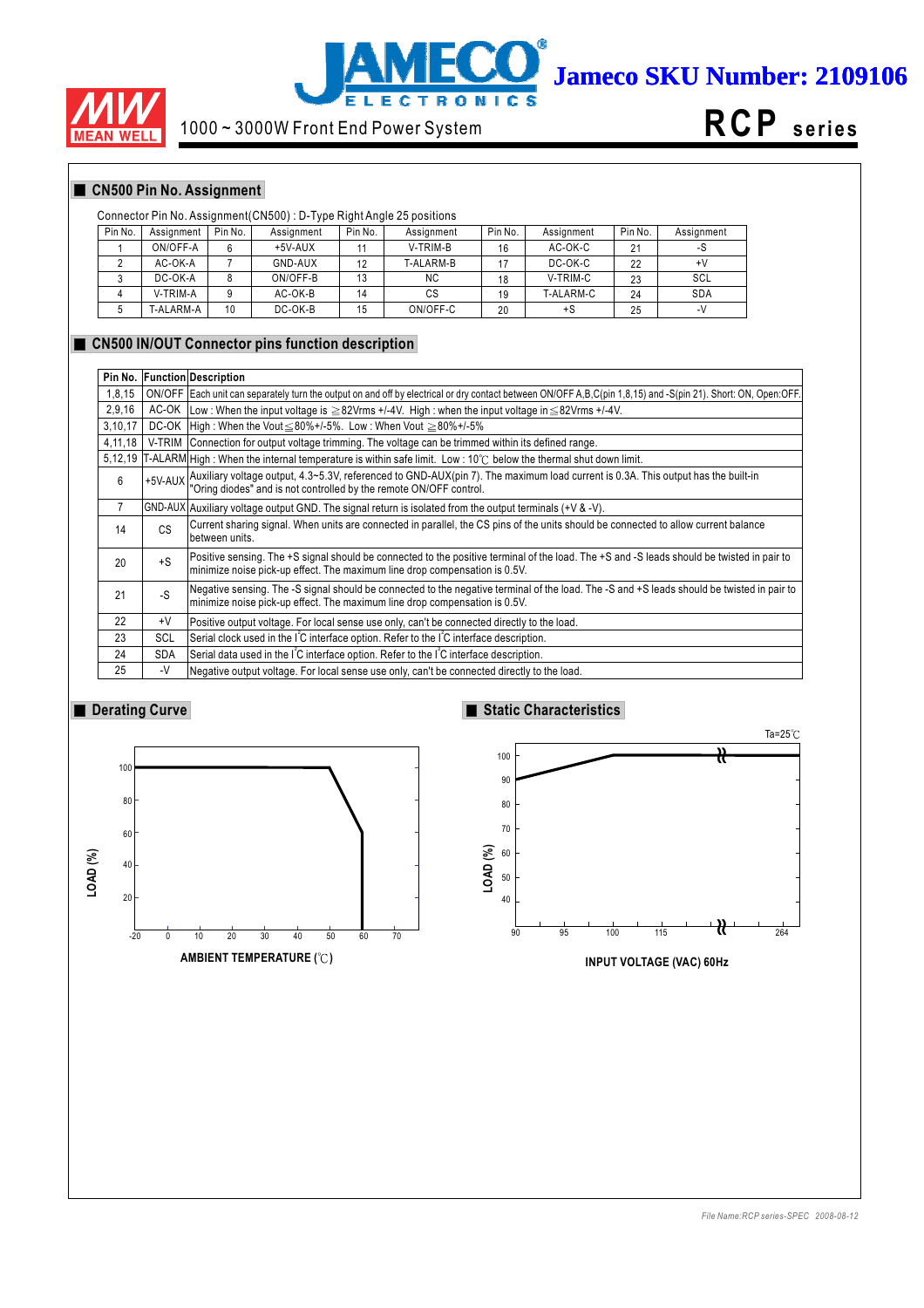## CN500 Pin No. Assignment

Connector Pin No. Assignment(CN500) : D-Type Right Angle 25 positions

| Pin No. | Assignment | Pin No. | Assignment | Pin No. | Assignment | Pin No. | Assignment | Pin No. | Assignment |
|---|---|---|---|---|---|---|---|---|---|
| 1 | ON/OFF-A | 6 | +5V-AUX | 11 | V-TRIM-B | 16 | AC-OK-C | 21 | -S |
| 2 | AC-OK-A | 7 | GND-AUX | 12 | T-ALARM-B | 17 | DC-OK-C | 22 | +V |
| 3 | DC-OK-A | 8 | ON/OFF-B | 13 | NC | 18 | V-TRIM-C | 23 | SCL |
| 4 | V-TRIM-A | 9 | AC-OK-B | 14 | CS | 19 | T-ALARM-C | 24 | SDA |
| 5 | T-ALARM-A | 10 | DC-OK-B | 15 | ON/OFF-C | 20 | +S | 25 | -V |

## CN500 IN/OUT Connector pins function description

| Pin No. | Function | Description |
|---|---|---|
| 1,8,15 | ON/OFF | Each unit can separately turn the output on and off by electrical or dry contact between ON/OFF A,B,C(pin 1,8,15) and -S(pin 21). Short: ON, Open:OFF. |
| 2,9,16 | AC-OK | Low : When the input voltage is ≧82Vrms +/-4V. High : when the input voltage in≦82Vrms +/-4V. |
| 3,10,17 | DC-OK | High : When the Vout≦80%+/-5%. Low : When Vout ≧80%+/-5% |
| 4,11,18 | V-TRIM | Connection for output voltage trimming. The voltage can be trimmed within its defined range. |
| 5,12,19 | T-ALARM | High : When the internal temperature is within safe limit. Low : 10℃ below the thermal shut down limit. |
| 6 | +5V-AUX | Auxiliary voltage output, 4.3~5.3V, referenced to GND-AUX(pin 7). The maximum load current is 0.3A. This output has the built-in "Oring diodes" and is not controlled by the remote ON/OFF control. |
| 7 | GND-AUX | Auxiliary voltage output GND. The signal return is isolated from the output terminals (+V & -V). |
| 14 | CS | Current sharing signal. When units are connected in parallel, the CS pins of the units should be connected to allow current balance between units. |
| 20 | +S | Positive sensing. The +S signal should be connected to the positive terminal of the load. The +S and -S leads should be twisted in pair to minimize noise pick-up effect. The maximum line drop compensation is 0.5V. |
| 21 | -S | Negative sensing. The -S signal should be connected to the negative terminal of the load. The -S and +S leads should be twisted in pair to minimize noise pick-up effect. The maximum line drop compensation is 0.5V. |
| 22 | +V | Positive output voltage. For local sense use only, can't be connected directly to the load. |
| 23 | SCL | Serial clock used in the I²C interface option. Refer to the I²C interface description. |
| 24 | SDA | Serial data used in the I²C interface option. Refer to the I²C interface description. |
| 25 | -V | Negative output voltage. For local sense use only, can't be connected directly to the load. |

## Derating Curve

LOAD (%)

AMBIENT TEMPERATURE (℃)

## Static Characteristics

Ta=25℃

LOAD (%)

INPUT VOLTAGE (VAC) 60Hz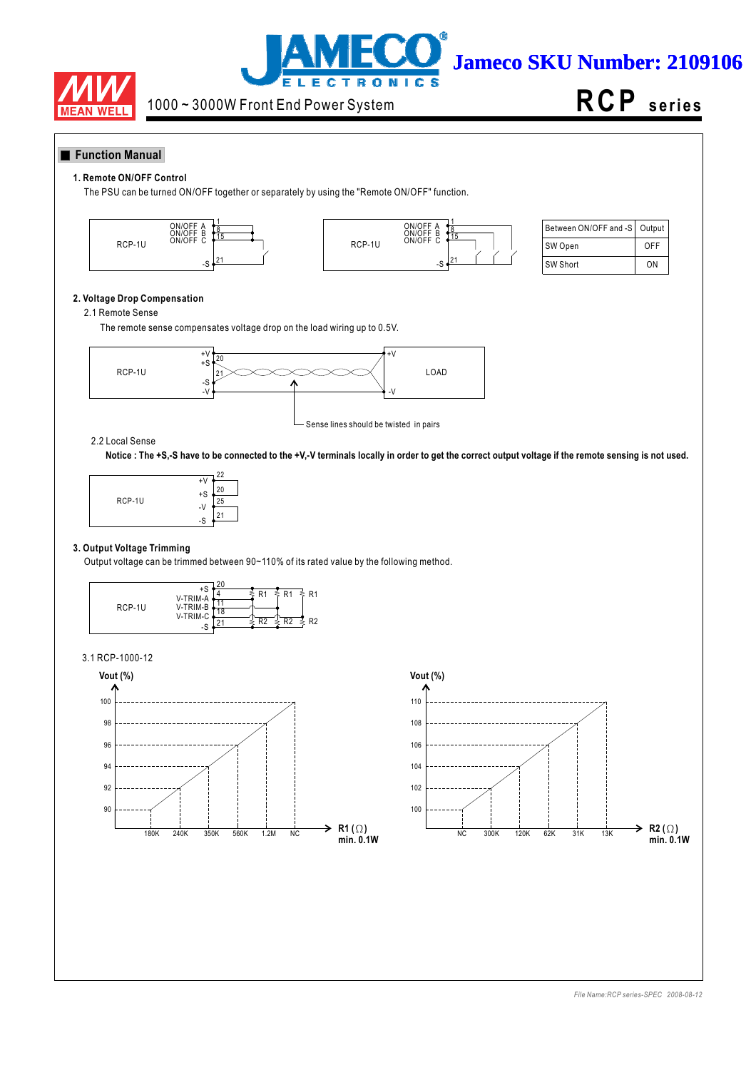## Function Manual

### 1. Remote ON/OFF Control

The PSU can be turned ON/OFF together or separately by using the "Remote ON/OFF" function.

| Between ON/OFF and -S | Output |
|---|---|
| SW Open | OFF |
| SW Short | ON |

### 2. Voltage Drop Compensation

2.1 Remote Sense

The remote sense compensates voltage drop on the load wiring up to 0.5V.

Sense lines should be twisted in pairs

2.2 Local Sense

**Notice : The +S,-S have to be connected to the +V,-V terminals locally in order to get the correct output voltage if the remote sensing is not used.**

### 3. Output Voltage Trimming

Output voltage can be trimmed between 90~110% of its rated value by the following method.

3.1 RCP-1000-12

| Vout (%) | 90 | 92 | 94 | 96 | 98 | 100 |
|---|---|---|---|---|---|---|
| R1 (Ω) min. 0.1W | 180K | 240K | 350K | 560K | 1.2M | NC |

| Vout (%) | 100 | 102 | 104 | 106 | 108 | 110 |
|---|---|---|---|---|---|---|
| R2 (Ω) min. 0.1W | NC | 300K | 120K | 62K | 31K | 13K |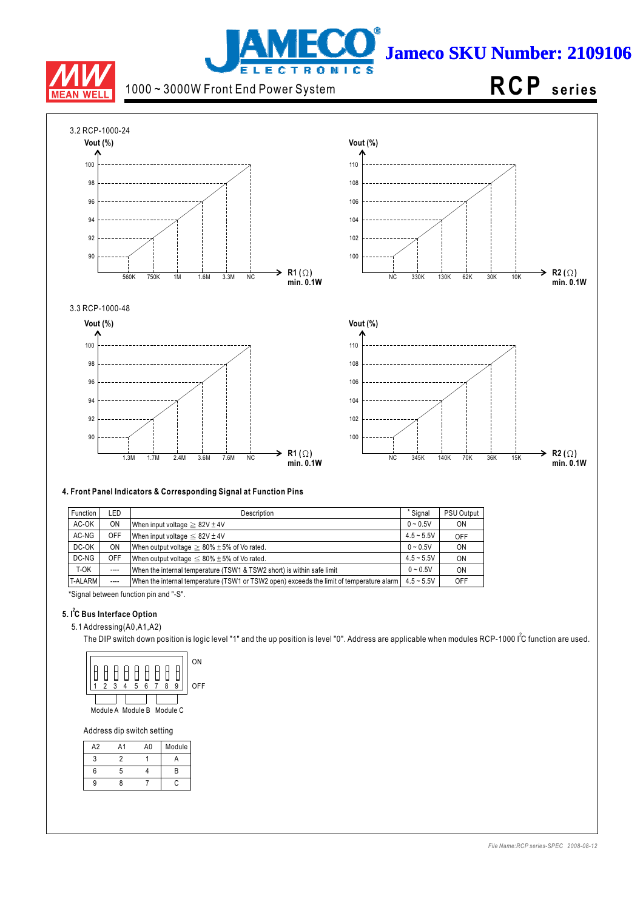3.2 RCP-1000-24

Vout (%)

| Vout (%) | 90 | 92 | 94 | 96 | 98 | 100 |
|---|---|---|---|---|---|---|
| R1 (Ω) min. 0.1W | 560K | 750K | 1M | 1.6M | 3.3M | NC |

Vout (%)

| Vout (%) | 100 | 102 | 104 | 106 | 108 | 110 |
|---|---|---|---|---|---|---|
| R2 (Ω) min. 0.1W | NC | 330K | 130K | 62K | 30K | 10K |

3.3 RCP-1000-48

Vout (%)

| Vout (%) | 90 | 92 | 94 | 96 | 98 | 100 |
|---|---|---|---|---|---|---|
| R1 (Ω) min. 0.1W | 1.3M | 1.7M | 2.4M | 3.6M | 7.6M | NC |

Vout (%)

| Vout (%) | 100 | 102 | 104 | 106 | 108 | 110 |
|---|---|---|---|---|---|---|
| R2 (Ω) min. 0.1W | NC | 345K | 140K | 70K | 36K | 15K |

**4. Front Panel Indicators & Corresponding Signal at Function Pins**

| Function | LED | Description | * Signal | PSU Output |
|---|---|---|---|---|
| AC-OK | ON | When input voltage ≥ 82V±4V | 0 ~ 0.5V | ON |
| AC-NG | OFF | When input voltage ≤ 82V±4V | 4.5 ~ 5.5V | OFF |
| DC-OK | ON | When output voltage ≥ 80%±5% of Vo rated. | 0 ~ 0.5V | ON |
| DC-NG | OFF | When output voltage ≤ 80%±5% of Vo rated. | 4.5 ~ 5.5V | ON |
| T-OK | ---- | When the internal temperature (TSW1 & TSW2 short) is within safe limit | 0 ~ 0.5V | ON |
| T-ALARM | ---- | When the internal temperature (TSW1 or TSW2 open) exceeds the limit of temperature alarm | 4.5 ~ 5.5V | OFF |

*Signal between function pin and "-S".

**5. I²C Bus Interface Option**

5.1 Addressing(A0,A1,A2)

The DIP switch down position is logic level "1" and the up position is level "0". Address are applicable when modules RCP-1000 I²C function are used.

ON

1 2 3 4 5 6 7 8 9

OFF

Module A Module B Module C

Address dip switch setting

| A2 | A1 | A0 | Module |
|---|---|---|---|
| 3 | 2 | 1 | A |
| 6 | 5 | 4 | B |
| 9 | 8 | 7 | C |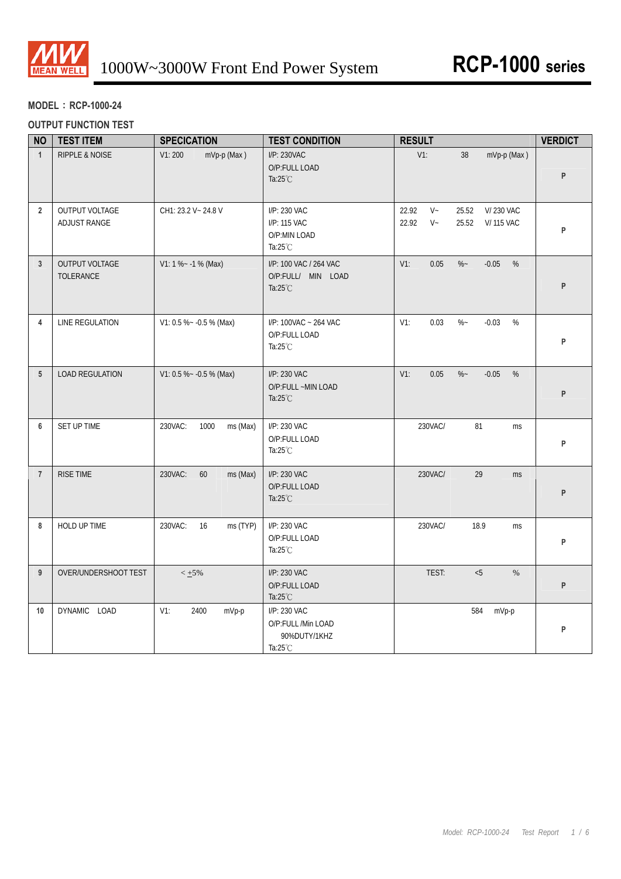**MODEL：RCP-1000-24**

**OUTPUT FUNCTION TEST**

| NO | TEST ITEM | SPECICATION | TEST CONDITION | RESULT | VERDICT |
|---|---|---|---|---|---|
| 1 | RIPPLE & NOISE | V1: 200 mVp-p (Max ) | I/P: 230VAC<br>O/P:FULL LOAD<br>Ta:25℃ | V1: 38 mVp-p (Max ) | P |
| 2 | OUTPUT VOLTAGE ADJUST RANGE | CH1: 23.2 V~ 24.8 V | I/P: 230 VAC<br>I/P: 115 VAC<br>O/P:MIN LOAD<br>Ta:25℃ | 22.92 V~ 25.52 V/ 230 VAC<br>22.92 V~ 25.52 V/ 115 VAC | P |
| 3 | OUTPUT VOLTAGE TOLERANCE | V1: 1 %~ -1 % (Max) | I/P: 100 VAC / 264 VAC<br>O/P:FULL/ MIN LOAD<br>Ta:25℃ | V1: 0.05 %~ -0.05 % | P |
| 4 | LINE REGULATION | V1: 0.5 %~ -0.5 % (Max) | I/P: 100VAC ~ 264 VAC<br>O/P:FULL LOAD<br>Ta:25℃ | V1: 0.03 %~ -0.03 % | P |
| 5 | LOAD REGULATION | V1: 0.5 %~ -0.5 % (Max) | I/P: 230 VAC<br>O/P:FULL ~MIN LOAD<br>Ta:25℃ | V1: 0.05 %~ -0.05 % | P |
| 6 | SET UP TIME | 230VAC: 1000 ms (Max) | I/P: 230 VAC<br>O/P:FULL LOAD<br>Ta:25℃ | 230VAC/ 81 ms | P |
| 7 | RISE TIME | 230VAC: 60 ms (Max) | I/P: 230 VAC<br>O/P:FULL LOAD<br>Ta:25℃ | 230VAC/ 29 ms | P |
| 8 | HOLD UP TIME | 230VAC: 16 ms (TYP) | I/P: 230 VAC<br>O/P:FULL LOAD<br>Ta:25℃ | 230VAC/ 18.9 ms | P |
| 9 | OVER/UNDERSHOOT TEST | < ±5% | I/P: 230 VAC<br>O/P:FULL LOAD<br>Ta:25℃ | TEST: <5 % | P |
| 10 | DYNAMIC LOAD | V1: 2400 mVp-p | I/P: 230 VAC<br>O/P:FULL /Min LOAD<br>90%DUTY/1KHZ<br>Ta:25℃ | 584 mVp-p | P |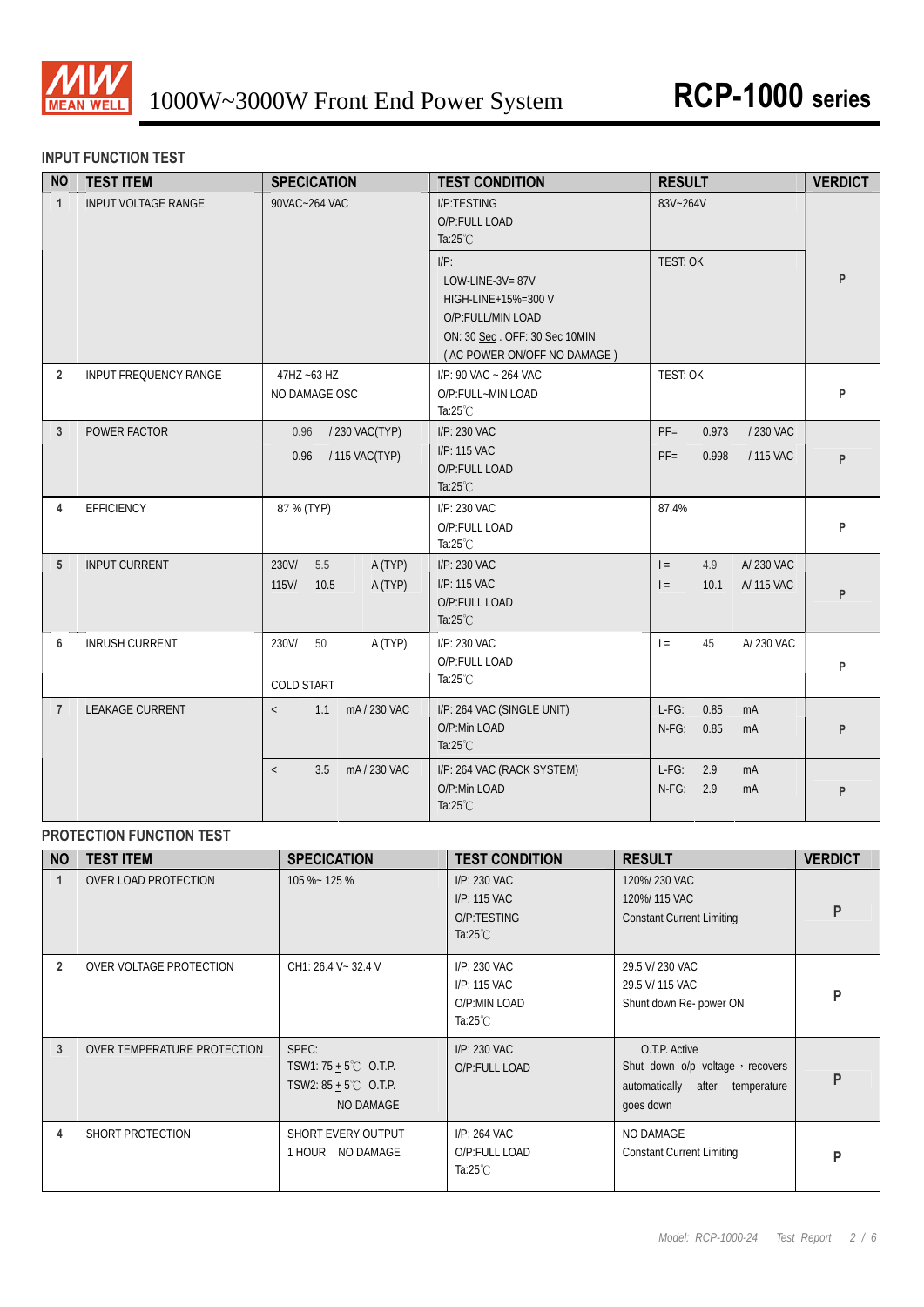## INPUT FUNCTION TEST

| NO | TEST ITEM | SPECICATION | TEST CONDITION | RESULT | VERDICT |
|---|---|---|---|---|---|
| 1 | INPUT VOLTAGE RANGE | 90VAC~264 VAC | I/P:TESTING<br>O/P:FULL LOAD<br>Ta:25℃ | 83V~264V | P |
| | | | I/P:<br>LOW-LINE-3V= 87V<br>HIGH-LINE+15%=300 V<br>O/P:FULL/MIN LOAD<br>ON: 30 Sec . OFF: 30 Sec 10MIN<br>( AC POWER ON/OFF NO DAMAGE ) | TEST: OK | |
| 2 | INPUT FREQUENCY RANGE | 47HZ ~63 HZ<br>NO DAMAGE OSC | I/P: 90 VAC ~ 264 VAC<br>O/P:FULL~MIN LOAD<br>Ta:25℃ | TEST: OK | P |
| 3 | POWER FACTOR | 0.96 / 230 VAC(TYP)<br>0.96 / 115 VAC(TYP) | I/P: 230 VAC<br>I/P: 115 VAC<br>O/P:FULL LOAD<br>Ta:25℃ | PF= 0.973 / 230 VAC<br>PF= 0.998 / 115 VAC | P |
| 4 | EFFICIENCY | 87 % (TYP) | I/P: 230 VAC<br>O/P:FULL LOAD<br>Ta:25℃ | 87.4% | P |
| 5 | INPUT CURRENT | 230V/ 5.5 A (TYP)<br>115V/ 10.5 A (TYP) | I/P: 230 VAC<br>I/P: 115 VAC<br>O/P:FULL LOAD<br>Ta:25℃ | I = 4.9 A/ 230 VAC<br>I = 10.1 A/ 115 VAC | P |
| 6 | INRUSH CURRENT | 230V/ 50 A (TYP)<br>COLD START | I/P: 230 VAC<br>O/P:FULL LOAD<br>Ta:25℃ | I = 45 A/ 230 VAC | P |
| 7 | LEAKAGE CURRENT | < 1.1 mA / 230 VAC | I/P: 264 VAC (SINGLE UNIT)<br>O/P:Min LOAD<br>Ta:25℃ | L-FG: 0.85 mA<br>N-FG: 0.85 mA | P |
| | | < 3.5 mA / 230 VAC | I/P: 264 VAC (RACK SYSTEM)<br>O/P:Min LOAD<br>Ta:25℃ | L-FG: 2.9 mA<br>N-FG: 2.9 mA | P |

## PROTECTION FUNCTION TEST

| NO | TEST ITEM | SPECICATION | TEST CONDITION | RESULT | VERDICT |
|---|---|---|---|---|---|
| 1 | OVER LOAD PROTECTION | 105 %~ 125 % | I/P: 230 VAC<br>I/P: 115 VAC<br>O/P:TESTING<br>Ta:25℃ | 120%/ 230 VAC<br>120%/ 115 VAC<br>Constant Current Limiting | P |
| 2 | OVER VOLTAGE PROTECTION | CH1: 26.4 V~ 32.4 V | I/P: 230 VAC<br>I/P: 115 VAC<br>O/P:MIN LOAD<br>Ta:25℃ | 29.5 V/ 230 VAC<br>29.5 V/ 115 VAC<br>Shunt down Re- power ON | P |
| 3 | OVER TEMPERATURE PROTECTION | SPEC:<br>TSW1: 75 ± 5℃ O.T.P.<br>TSW2: 85 ± 5℃ O.T.P.<br>NO DAMAGE | I/P: 230 VAC<br>O/P:FULL LOAD | O.T.P. Active<br>Shut down o/p voltage，recovers automatically after temperature goes down | P |
| 4 | SHORT PROTECTION | SHORT EVERY OUTPUT<br>1 HOUR NO DAMAGE | I/P: 264 VAC<br>O/P:FULL LOAD<br>Ta:25℃ | NO DAMAGE<br>Constant Current Limiting | P |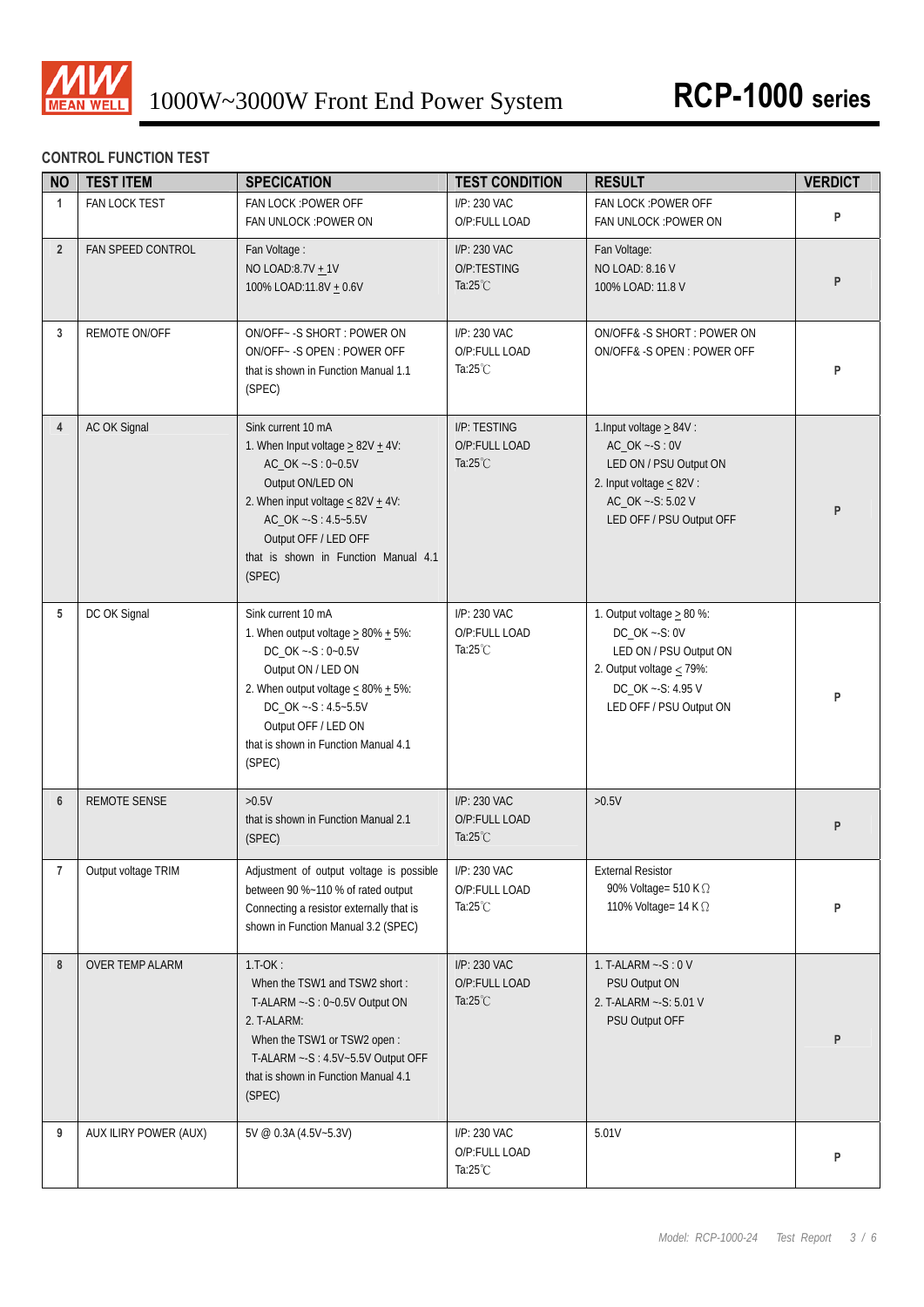## CONTROL FUNCTION TEST

| NO | TEST ITEM | SPECICATION | TEST CONDITION | RESULT | VERDICT |
|---|---|---|---|---|---|
| 1 | FAN LOCK TEST | FAN LOCK :POWER OFF<br>FAN UNLOCK :POWER ON | I/P: 230 VAC<br>O/P:FULL LOAD | FAN LOCK :POWER OFF<br>FAN UNLOCK :POWER ON | P |
| 2 | FAN SPEED CONTROL | Fan Voltage :<br>NO LOAD:8.7V ± 1V<br>100% LOAD:11.8V ± 0.6V | I/P: 230 VAC<br>O/P:TESTING<br>Ta:25℃ | Fan Voltage:<br>NO LOAD: 8.16 V<br>100% LOAD: 11.8 V | P |
| 3 | REMOTE ON/OFF | ON/OFF~ -S SHORT : POWER ON<br>ON/OFF~ -S OPEN : POWER OFF<br>that is shown in Function Manual 1.1 (SPEC) | I/P: 230 VAC<br>O/P:FULL LOAD<br>Ta:25℃ | ON/OFF& -S SHORT : POWER ON<br>ON/OFF& -S OPEN : POWER OFF | P |
| 4 | AC OK Signal | Sink current 10 mA<br>1. When Input voltage ≥ 82V ± 4V:<br>AC_OK ~-S : 0~0.5V<br>Output ON/LED ON<br>2. When input voltage ≤ 82V ± 4V:<br>AC_OK ~-S : 4.5~5.5V<br>Output OFF / LED OFF<br>that is shown in Function Manual 4.1 (SPEC) | I/P: TESTING<br>O/P:FULL LOAD<br>Ta:25℃ | 1.Input voltage ≥ 84V :<br>AC_OK ~-S : 0V<br>LED ON / PSU Output ON<br>2. Input voltage ≤ 82V :<br>AC_OK ~-S: 5.02 V<br>LED OFF / PSU Output OFF | P |
| 5 | DC OK Signal | Sink current 10 mA<br>1. When output voltage ≥ 80% ± 5%:<br>DC_OK ~-S : 0~0.5V<br>Output ON / LED ON<br>2. When output voltage ≤ 80% ± 5%:<br>DC_OK ~-S : 4.5~5.5V<br>Output OFF / LED ON<br>that is shown in Function Manual 4.1 (SPEC) | I/P: 230 VAC<br>O/P:FULL LOAD<br>Ta:25℃ | 1. Output voltage ≥ 80 %:<br>DC_OK ~-S: 0V<br>LED ON / PSU Output ON<br>2. Output voltage ≤ 79%:<br>DC_OK ~-S: 4.95 V<br>LED OFF / PSU Output ON | P |
| 6 | REMOTE SENSE | >0.5V<br>that is shown in Function Manual 2.1 (SPEC) | I/P: 230 VAC<br>O/P:FULL LOAD<br>Ta:25℃ | >0.5V | P |
| 7 | Output voltage TRIM | Adjustment of output voltage is possible between 90 %~110 % of rated output Connecting a resistor externally that is shown in Function Manual 3.2 (SPEC) | I/P: 230 VAC<br>O/P:FULL LOAD<br>Ta:25℃ | External Resistor<br>90% Voltage= 510 K Ω<br>110% Voltage= 14 K Ω | P |
| 8 | OVER TEMP ALARM | 1.T-OK :<br>When the TSW1 and TSW2 short :<br>T-ALARM ~-S : 0~0.5V Output ON<br>2. T-ALARM:<br>When the TSW1 or TSW2 open :<br>T-ALARM ~-S : 4.5V~5.5V Output OFF<br>that is shown in Function Manual 4.1 (SPEC) | I/P: 230 VAC<br>O/P:FULL LOAD<br>Ta:25℃ | 1. T-ALARM ~-S : 0 V<br>PSU Output ON<br>2. T-ALARM ~-S: 5.01 V<br>PSU Output OFF | P |
| 9 | AUX ILIRY POWER (AUX) | 5V @ 0.3A (4.5V~5.3V) | I/P: 230 VAC<br>O/P:FULL LOAD<br>Ta:25℃ | 5.01V | P |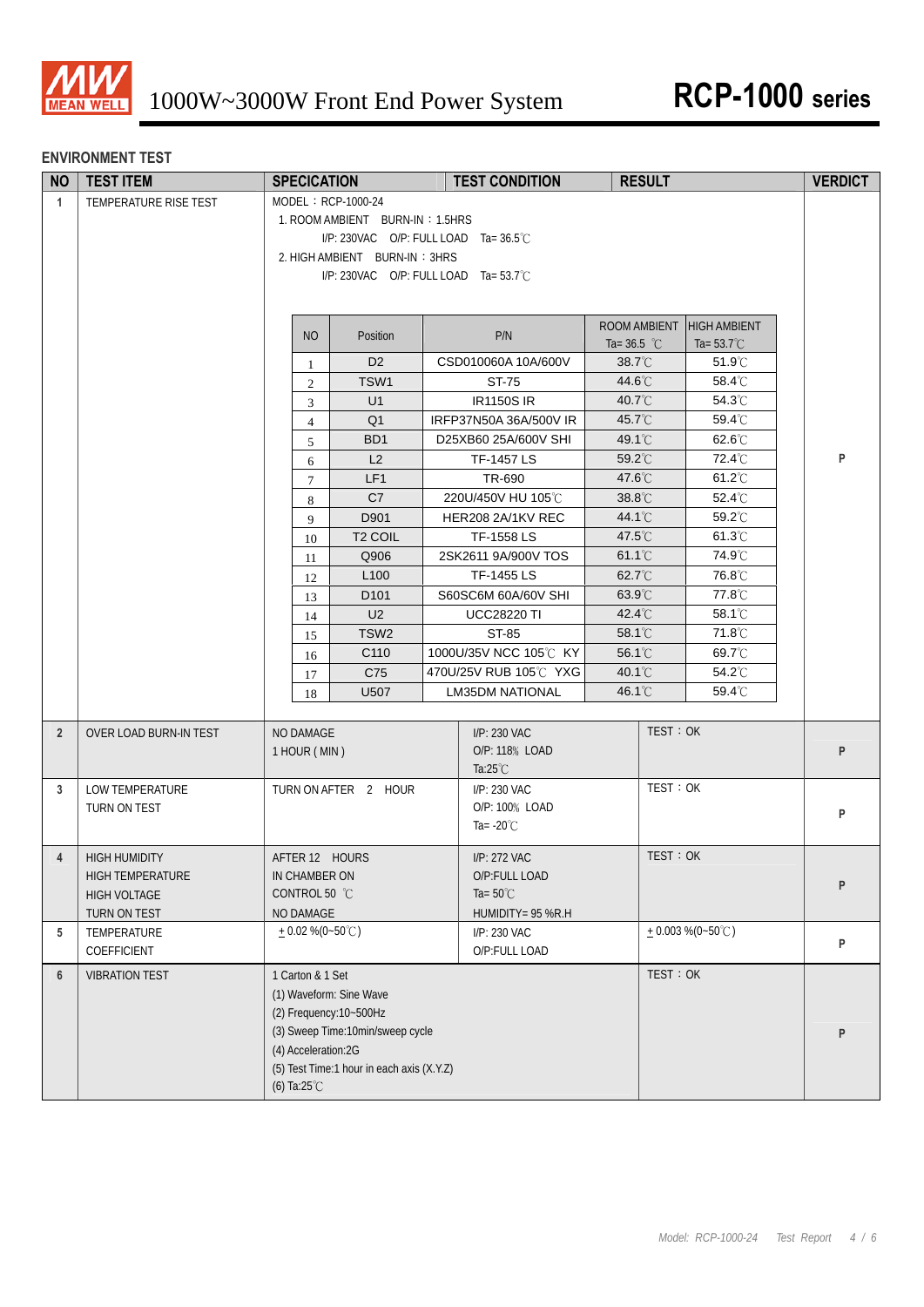## ENVIRONMENT TEST

| NO | TEST ITEM | SPECICATION | TEST CONDITION | RESULT | VERDICT |
|---|---|---|---|---|---|
| 1 | TEMPERATURE RISE TEST | MODEL：RCP-1000-24<br>1. ROOM AMBIENT BURN-IN：1.5HRS<br>I/P: 230VAC O/P: FULL LOAD Ta= 36.5℃<br>2. HIGH AMBIENT BURN-IN：3HRS<br>I/P: 230VAC O/P: FULL LOAD Ta= 53.7℃ | | | P |

| NO | Position | P/N | ROOM AMBIENT Ta= 36.5 ℃ | HIGH AMBIENT Ta= 53.7℃ |
|---|---|---|---|---|
| 1 | D2 | CSD010060A 10A/600V | 38.7℃ | 51.9℃ |
| 2 | TSW1 | ST-75 | 44.6℃ | 58.4℃ |
| 3 | U1 | IR1150S IR | 40.7℃ | 54.3℃ |
| 4 | Q1 | IRFP37N50A 36A/500V IR | 45.7℃ | 59.4℃ |
| 5 | BD1 | D25XB60 25A/600V SHI | 49.1℃ | 62.6℃ |
| 6 | L2 | TF-1457 LS | 59.2℃ | 72.4℃ |
| 7 | LF1 | TR-690 | 47.6℃ | 61.2℃ |
| 8 | C7 | 220U/450V HU 105℃ | 38.8℃ | 52.4℃ |
| 9 | D901 | HER208 2A/1KV REC | 44.1℃ | 59.2℃ |
| 10 | T2 COIL | TF-1558 LS | 47.5℃ | 61.3℃ |
| 11 | Q906 | 2SK2611 9A/900V TOS | 61.1℃ | 74.9℃ |
| 12 | L100 | TF-1455 LS | 62.7℃ | 76.8℃ |
| 13 | D101 | S60SC6M 60A/60V SHI | 63.9℃ | 77.8℃ |
| 14 | U2 | UCC28220 TI | 42.4℃ | 58.1℃ |
| 15 | TSW2 | ST-85 | 58.1℃ | 71.8℃ |
| 16 | C110 | 1000U/35V NCC 105℃ KY | 56.1℃ | 69.7℃ |
| 17 | C75 | 470U/25V RUB 105℃ YXG | 40.1℃ | 54.2℃ |
| 18 | U507 | LM35DM NATIONAL | 46.1℃ | 59.4℃ |

| NO | TEST ITEM | SPECICATION | TEST CONDITION | RESULT | VERDICT |
|---|---|---|---|---|---|
| 2 | OVER LOAD BURN-IN TEST | NO DAMAGE<br>1 HOUR ( MIN ) | I/P: 230 VAC<br>O/P: 118% LOAD<br>Ta:25℃ | TEST：OK | P |
| 3 | LOW TEMPERATURE TURN ON TEST | TURN ON AFTER 2 HOUR | I/P: 230 VAC<br>O/P: 100% LOAD<br>Ta= -20℃ | TEST：OK | P |
| 4 | HIGH HUMIDITY<br>HIGH TEMPERATURE<br>HIGH VOLTAGE<br>TURN ON TEST | AFTER 12 HOURS<br>IN CHAMBER ON<br>CONTROL 50 ℃<br>NO DAMAGE | I/P: 272 VAC<br>O/P:FULL LOAD<br>Ta= 50℃<br>HUMIDITY= 95 %R.H | TEST：OK | P |
| 5 | TEMPERATURE COEFFICIENT | ± 0.02 %(0~50℃) | I/P: 230 VAC<br>O/P:FULL LOAD | ± 0.003 %(0~50℃) | P |
| 6 | VIBRATION TEST | 1 Carton & 1 Set<br>(1) Waveform: Sine Wave<br>(2) Frequency:10~500Hz<br>(3) Sweep Time:10min/sweep cycle<br>(4) Acceleration:2G<br>(5) Test Time:1 hour in each axis (X.Y.Z)<br>(6) Ta:25℃ | | TEST：OK | P |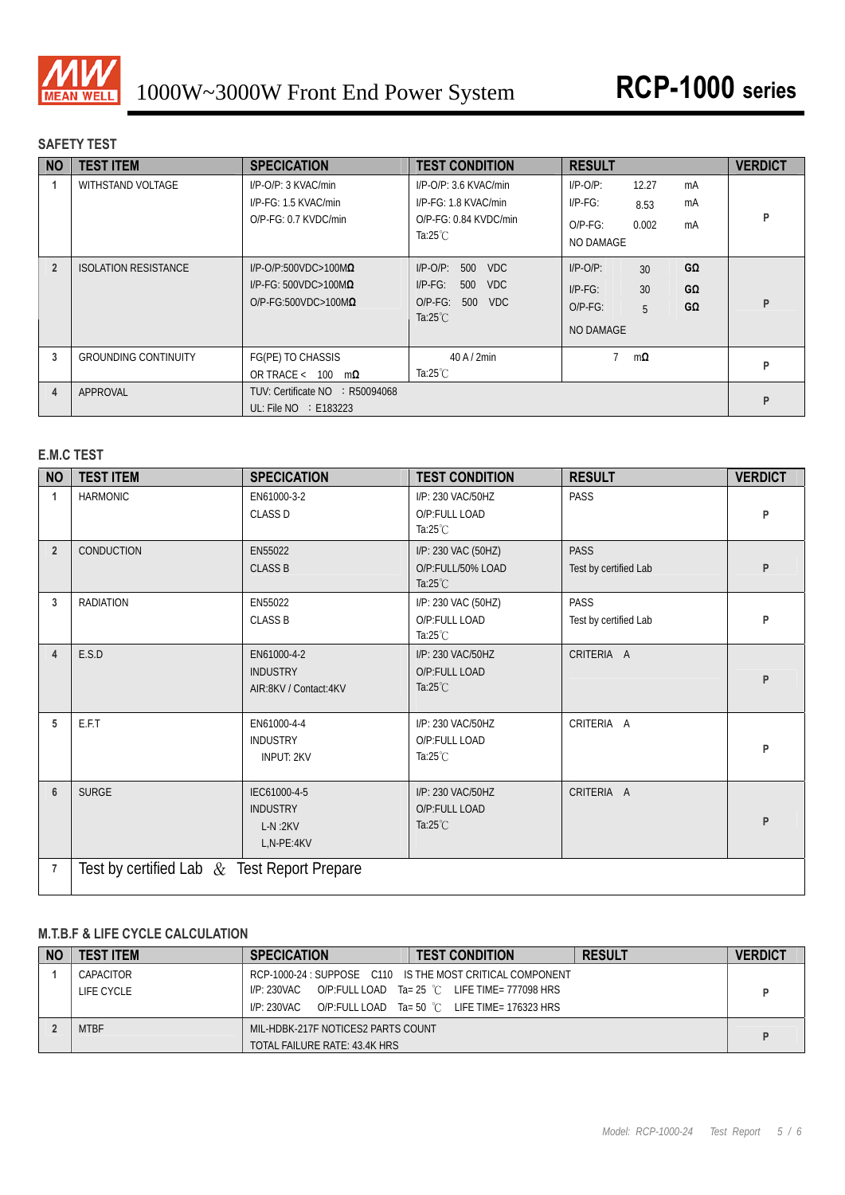# 1000W~3000W Front End Power System

# RCP-1000 series

## SAFETY TEST

| NO | TEST ITEM | SPECICATION | TEST CONDITION | RESULT | VERDICT |
|---|---|---|---|---|---|
| 1 | WITHSTAND VOLTAGE | I/P-O/P: 3 KVAC/min<br>I/P-FG: 1.5 KVAC/min<br>O/P-FG: 0.7 KVDC/min | I/P-O/P: 3.6 KVAC/min<br>I/P-FG: 1.8 KVAC/min<br>O/P-FG: 0.84 KVDC/min<br>Ta:25℃ | I/P-O/P: 12.27 mA<br>I/P-FG: 8.53 mA<br>O/P-FG: 0.002 mA<br>NO DAMAGE | P |
| 2 | ISOLATION RESISTANCE | I/P-O/P:500VDC>100MΩ<br>I/P-FG: 500VDC>100MΩ<br>O/P-FG:500VDC>100MΩ | I/P-O/P: 500 VDC<br>I/P-FG: 500 VDC<br>O/P-FG: 500 VDC<br>Ta:25℃ | I/P-O/P: 30 GΩ<br>I/P-FG: 30 GΩ<br>O/P-FG: 5 GΩ<br>NO DAMAGE | P |
| 3 | GROUNDING CONTINUITY | FG(PE) TO CHASSIS<br>OR TRACE < 100 mΩ | 40 A / 2min<br>Ta:25℃ | 7 mΩ | P |
| 4 | APPROVAL | TUV: Certificate NO : R50094068<br>UL: File NO : E183223 | | | P |

## E.M.C TEST

| NO | TEST ITEM | SPECICATION | TEST CONDITION | RESULT | VERDICT |
|---|---|---|---|---|---|
| 1 | HARMONIC | EN61000-3-2<br>CLASS D | I/P: 230 VAC/50HZ<br>O/P:FULL LOAD<br>Ta:25℃ | PASS | P |
| 2 | CONDUCTION | EN55022<br>CLASS B | I/P: 230 VAC (50HZ)<br>O/P:FULL/50% LOAD<br>Ta:25℃ | PASS<br>Test by certified Lab | P |
| 3 | RADIATION | EN55022<br>CLASS B | I/P: 230 VAC (50HZ)<br>O/P:FULL LOAD<br>Ta:25℃ | PASS<br>Test by certified Lab | P |
| 4 | E.S.D | EN61000-4-2<br>INDUSTRY<br>AIR:8KV / Contact:4KV | I/P: 230 VAC/50HZ<br>O/P:FULL LOAD<br>Ta:25℃ | CRITERIA A | P |
| 5 | E.F.T | EN61000-4-4<br>INDUSTRY<br>INPUT: 2KV | I/P: 230 VAC/50HZ<br>O/P:FULL LOAD<br>Ta:25℃ | CRITERIA A | P |
| 6 | SURGE | IEC61000-4-5<br>INDUSTRY<br>L-N :2KV<br>L,N-PE:4KV | I/P: 230 VAC/50HZ<br>O/P:FULL LOAD<br>Ta:25℃ | CRITERIA A | P |
| 7 | Test by certified Lab & Test Report Prepare | | | | |

## M.T.B.F & LIFE CYCLE CALCULATION

| NO | TEST ITEM | SPECICATION | TEST CONDITION | RESULT | VERDICT |
|---|---|---|---|---|---|
| 1 | CAPACITOR LIFE CYCLE | RCP-1000-24 : SUPPOSE C110 IS THE MOST CRITICAL COMPONENT<br>I/P: 230VAC O/P:FULL LOAD Ta= 25 ℃ LIFE TIME= 777098 HRS<br>I/P: 230VAC O/P:FULL LOAD Ta= 50 ℃ LIFE TIME= 176323 HRS | | | P |
| 2 | MTBF | MIL-HDBK-217F NOTICES2 PARTS COUNT<br>TOTAL FAILURE RATE: 43.4K HRS | | | P |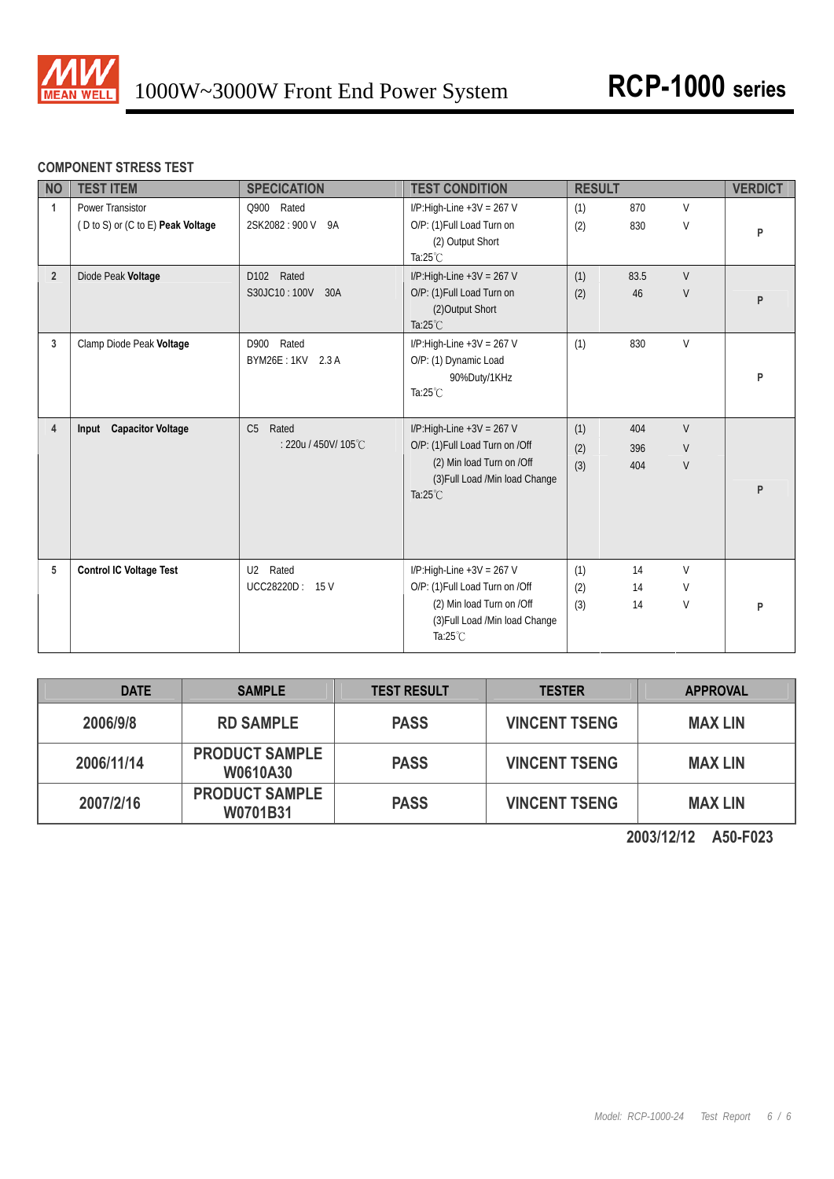COMPONENT STRESS TEST

| NO | TEST ITEM | SPECICATION | TEST CONDITION | RESULT | | | VERDICT |
|---|---|---|---|---|---|---|---|
| 1 | Power Transistor<br>( D to S) or (C to E) **Peak Voltage** | Q900 Rated<br>2SK2082 : 900 V 9A | I/P:High-Line +3V = 267 V<br>O/P: (1)Full Load Turn on<br>(2) Output Short<br>Ta:25℃ | (1)<br>(2) | 870<br>830 | V<br>V | P |
| 2 | Diode Peak **Voltage** | D102 Rated<br>S30JC10 : 100V 30A | I/P:High-Line +3V = 267 V<br>O/P: (1)Full Load Turn on<br>(2)Output Short<br>Ta:25℃ | (1)<br>(2) | 83.5<br>46 | V<br>V | P |
| 3 | Clamp Diode Peak **Voltage** | D900 Rated<br>BYM26E : 1KV 2.3 A | I/P:High-Line +3V = 267 V<br>O/P: (1) Dynamic Load<br>90%Duty/1KHz<br>Ta:25℃ | (1) | 830 | V | P |
| 4 | **Input Capacitor Voltage** | C5 Rated<br>: 220u / 450V/ 105℃ | I/P:High-Line +3V = 267 V<br>O/P: (1)Full Load Turn on /Off<br>(2) Min load Turn on /Off<br>(3)Full Load /Min load Change<br>Ta:25℃ | (1)<br>(2)<br>(3) | 404<br>396<br>404 | V<br>V<br>V | P |
| 5 | **Control IC Voltage Test** | U2 Rated<br>UCC28220D : 15 V | I/P:High-Line +3V = 267 V<br>O/P: (1)Full Load Turn on /Off<br>(2) Min load Turn on /Off<br>(3)Full Load /Min load Change<br>Ta:25℃ | (1)<br>(2)<br>(3) | 14<br>14<br>14 | V<br>V<br>V | P |

| DATE | SAMPLE | TEST RESULT | TESTER | APPROVAL |
|---|---|---|---|---|
| 2006/9/8 | RD SAMPLE | PASS | VINCENT TSENG | MAX LIN |
| 2006/11/14 | PRODUCT SAMPLE W0610A30 | PASS | VINCENT TSENG | MAX LIN |
| 2007/2/16 | PRODUCT SAMPLE W0701B31 | PASS | VINCENT TSENG | MAX LIN |

2003/12/12 A50-F023